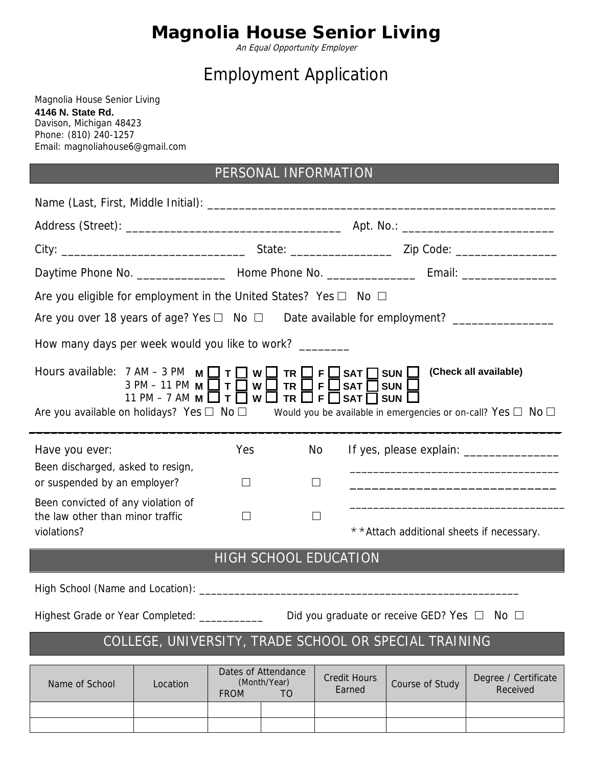# Magnolia House Senior Living

*An Equal Opportunity Employer*

## Employment Application

Magnolia House Senior Living
**4146 N. State Rd.**
Davison, Michigan 48423
Phone: (810) 240-1257
Email: magnoliahouse6@gmail.com

## PERSONAL INFORMATION

Name (Last, First, Middle Initial): ______________________________________________________

Address (Street): ___________________________________ Apt. No.: ________________________

City: _____________________________ State: ________________ Zip Code: ________________

Daytime Phone No. ______________ Home Phone No. ______________ Email: _______________

Are you eligible for employment in the United States? Yes ☐ No ☐

Are you over 18 years of age? Yes ☐ No ☐ Date available for employment? ________________

How many days per week would you like to work? ________

Hours available: 7 AM – 3 PM **M** ☐ **T** ☐ **W** ☐ **TR** ☐ **F** ☐ **SAT** ☐ **SUN** ☐ **(Check all available)**
3 PM – 11 PM **M** ☐ **T** ☐ **W** ☐ **TR** ☐ **F** ☐ **SAT** ☐ **SUN** ☐
11 PM – 7 AM **M** ☐ **T** ☐ **W** ☐ **TR** ☐ **F** ☐ **SAT** ☐ **SUN** ☐

Are you available on holidays? Yes ☐ No ☐ Would you be available in emergencies or on-call? Yes ☐ No ☐

| Have you ever: | Yes | No | If yes, please explain: _______________ |
|---|---|---|---|
| Been discharged, asked to resign, or suspended by an employer? | ☐ | ☐ | ___________________________________ |
| Been convicted of any violation of the law other than minor traffic violations? | ☐ | ☐ | ___________________________________ |

**Attach additional sheets if necessary.

## HIGH SCHOOL EDUCATION

High School (Name and Location): _______________________________________________________

Highest Grade or Year Completed: ___________ Did you graduate or receive GED? Yes ☐ No ☐

## COLLEGE, UNIVERSITY, TRADE SCHOOL OR SPECIAL TRAINING

| Name of School | Location | Dates of Attendance (Month/Year) FROM | TO | Credit Hours Earned | Course of Study | Degree / Certificate Received |
|---|---|---|---|---|---|---|
| | | | | | | |
| | | | | | | |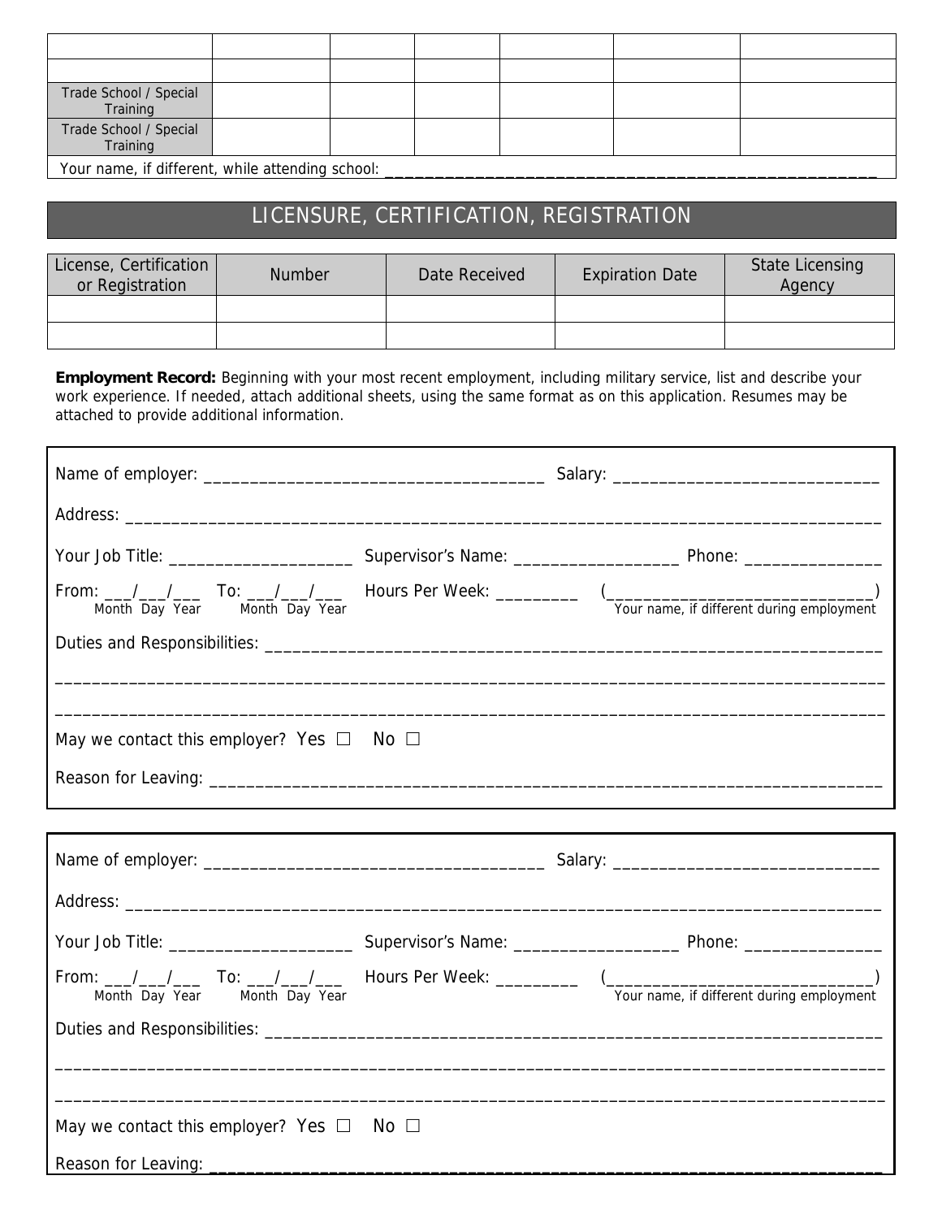| | | | | | | |
|---|---|---|---|---|---|---|
| | | | | | | |
| | | | | | | |
| Trade School / Special Training | | | | | | |
| Trade School / Special Training | | | | | | |

Your name, if different, while attending school: ____________________________________________________

## LICENSURE, CERTIFICATION, REGISTRATION

| License, Certification or Registration | Number | Date Received | Expiration Date | State Licensing Agency |
|---|---|---|---|---|
| | | | | |
| | | | | |

**Employment Record:** Beginning with your most recent employment, including military service, list and describe your work experience. If needed, attach additional sheets, using the same format as on this application. Resumes may be attached to provide additional information.

Name of employer: _____________________________________ Salary: ____________________________

Address: ___________________________________________________________________________________

Your Job Title: ____________________ Supervisor's Name: __________________ Phone: _______________

From: ___/___/___ To: ___/___/___ Hours Per Week: _________ (______________________________)
Month Day Year Month Day Year Your name, if different during employment

Duties and Responsibilities: _________________________________________________________________

___________________________________________________________________________________________

___________________________________________________________________________________________

May we contact this employer? Yes ☐ No ☐

Reason for Leaving: __________________________________________________________________________

Name of employer: _____________________________________ Salary: ____________________________

Address: ___________________________________________________________________________________

Your Job Title: ____________________ Supervisor's Name: __________________ Phone: _______________

From: ___/___/___ To: ___/___/___ Hours Per Week: _________ (______________________________)
Month Day Year Month Day Year Your name, if different during employment

Duties and Responsibilities: _________________________________________________________________

___________________________________________________________________________________________

___________________________________________________________________________________________

May we contact this employer? Yes ☐ No ☐

Reason for Leaving: __________________________________________________________________________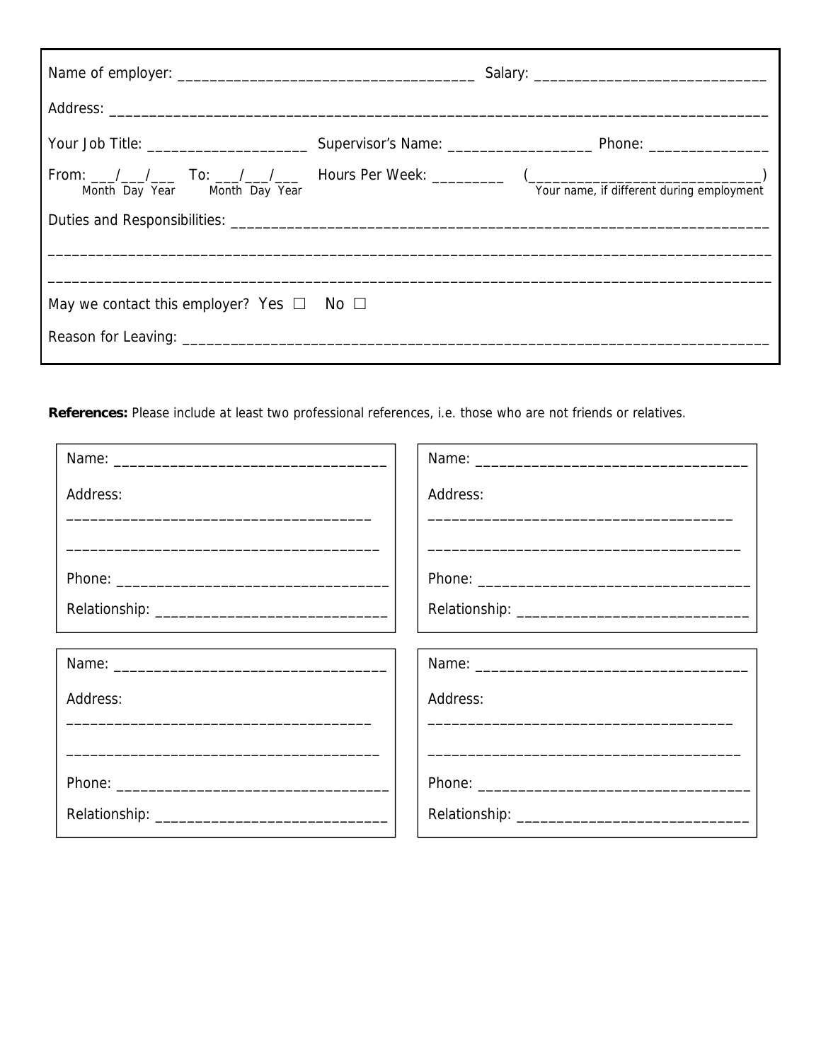Name of employer: ____________________________________ Salary: _____________________________

Address: ___________________________________________________________________________________

Your Job Title: ____________________ Supervisor's Name: __________________ Phone: _______________

From: ___/___/___ To: ___/___/___ Hours Per Week: _________ (______________________________)
Month Day Year Month Day Year Your name, if different during employment

Duties and Responsibilities: ___________________________________________________________________

____________________________________________________________________________________________

____________________________________________________________________________________________

May we contact this employer? Yes ☐ No ☐

Reason for Leaving: ___________________________________________________________________________

**References:** Please include at least two professional references, i.e. those who are not friends or relatives.

Name: __________________________________

Address:

_______________________________________

_______________________________________

Phone: __________________________________

Relationship: _____________________________

Name: __________________________________

Address:

_______________________________________

_______________________________________

Phone: __________________________________

Relationship: _____________________________

Name: __________________________________

Address:

_______________________________________

_______________________________________

Phone: __________________________________

Relationship: _____________________________

Name: __________________________________

Address:

_______________________________________

_______________________________________

Phone: __________________________________

Relationship: _____________________________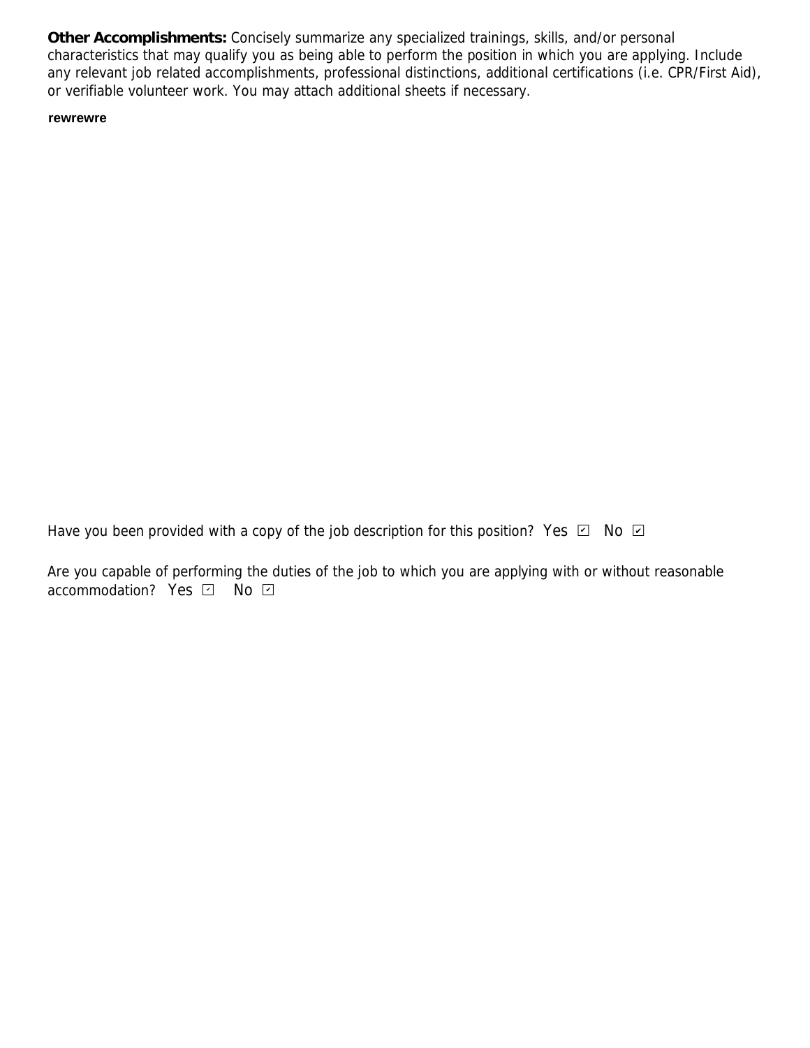**Other Accomplishments:** Concisely summarize any specialized trainings, skills, and/or personal characteristics that may qualify you as being able to perform the position in which you are applying. Include any relevant job related accomplishments, professional distinctions, additional certifications (i.e. CPR/First Aid), or verifiable volunteer work. You may attach additional sheets if necessary.

**rewrewre**

Have you been provided with a copy of the job description for this position? Yes ☑ No ☑

Are you capable of performing the duties of the job to which you are applying with or without reasonable accommodation? Yes ☑ No ☑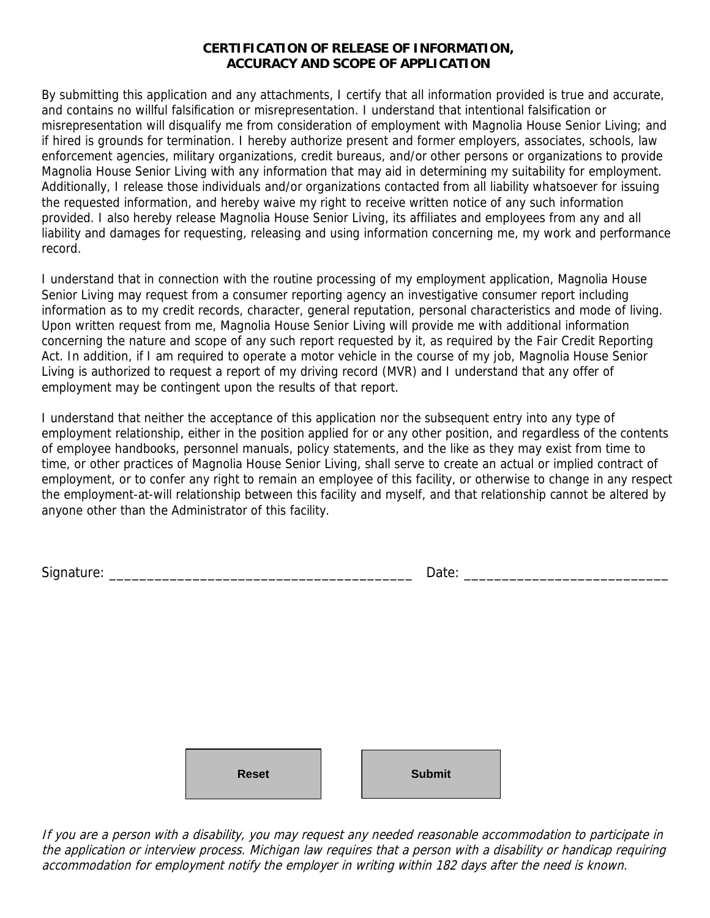## CERTIFICATION OF RELEASE OF INFORMATION, ACCURACY AND SCOPE OF APPLICATION

By submitting this application and any attachments, I certify that all information provided is true and accurate, and contains no willful falsification or misrepresentation. I understand that intentional falsification or misrepresentation will disqualify me from consideration of employment with Magnolia House Senior Living; and if hired is grounds for termination. I hereby authorize present and former employers, associates, schools, law enforcement agencies, military organizations, credit bureaus, and/or other persons or organizations to provide Magnolia House Senior Living with any information that may aid in determining my suitability for employment. Additionally, I release those individuals and/or organizations contacted from all liability whatsoever for issuing the requested information, and hereby waive my right to receive written notice of any such information provided. I also hereby release Magnolia House Senior Living, its affiliates and employees from any and all liability and damages for requesting, releasing and using information concerning me, my work and performance record.

I understand that in connection with the routine processing of my employment application, Magnolia House Senior Living may request from a consumer reporting agency an investigative consumer report including information as to my credit records, character, general reputation, personal characteristics and mode of living. Upon written request from me, Magnolia House Senior Living will provide me with additional information concerning the nature and scope of any such report requested by it, as required by the Fair Credit Reporting Act. In addition, if I am required to operate a motor vehicle in the course of my job, Magnolia House Senior Living is authorized to request a report of my driving record (MVR) and I understand that any offer of employment may be contingent upon the results of that report.

I understand that neither the acceptance of this application nor the subsequent entry into any type of employment relationship, either in the position applied for or any other position, and regardless of the contents of employee handbooks, personnel manuals, policy statements, and the like as they may exist from time to time, or other practices of Magnolia House Senior Living, shall serve to create an actual or implied contract of employment, or to confer any right to remain an employee of this facility, or otherwise to change in any respect the employment-at-will relationship between this facility and myself, and that relationship cannot be altered by anyone other than the Administrator of this facility.

Signature: ________________________________________ Date: ___________________________

Reset

Submit

*If you are a person with a disability, you may request any needed reasonable accommodation to participate in the application or interview process. Michigan law requires that a person with a disability or handicap requiring accommodation for employment notify the employer in writing within 182 days after the need is known.*